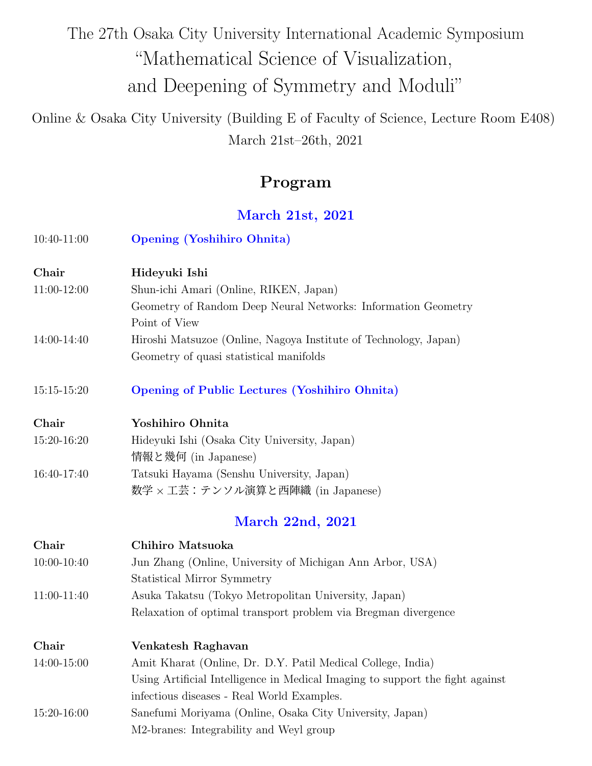The 27th Osaka City University International Academic Symposium

# "Mathematical Science of Visualization, and Deepening of Symmetry and Moduli"

Online & Osaka City University (Building E of Faculty of Science, Lecture Room E408)
March 21st–26th, 2021

## Program

### March 21st, 2021

| | |
|---|---|
| 10:40-11:00 | **Opening (Yoshihiro Ohnita)** |
| **Chair** | **Hideyuki Ishi** |
| 11:00-12:00 | Shun-ichi Amari (Online, RIKEN, Japan)<br>Geometry of Random Deep Neural Networks: Information Geometry Point of View |
| 14:00-14:40 | Hiroshi Matsuzoe (Online, Nagoya Institute of Technology, Japan)<br>Geometry of quasi statistical manifolds |
| 15:15-15:20 | **Opening of Public Lectures (Yoshihiro Ohnita)** |
| **Chair** | **Yoshihiro Ohnita** |
| 15:20-16:20 | Hideyuki Ishi (Osaka City University, Japan)<br>情報と幾何 (in Japanese) |
| 16:40-17:40 | Tatsuki Hayama (Senshu University, Japan)<br>数学 × 工芸：テンソル演算と西陣織 (in Japanese) |

### March 22nd, 2021

| | |
|---|---|
| **Chair** | **Chihiro Matsuoka** |
| 10:00-10:40 | Jun Zhang (Online, University of Michigan Ann Arbor, USA)<br>Statistical Mirror Symmetry |
| 11:00-11:40 | Asuka Takatsu (Tokyo Metropolitan University, Japan)<br>Relaxation of optimal transport problem via Bregman divergence |
| **Chair** | **Venkatesh Raghavan** |
| 14:00-15:00 | Amit Kharat (Online, Dr. D.Y. Patil Medical College, India)<br>Using Artificial Intelligence in Medical Imaging to support the fight against infectious diseases - Real World Examples. |
| 15:20-16:00 | Sanefumi Moriyama (Online, Osaka City University, Japan)<br>M2-branes: Integrability and Weyl group |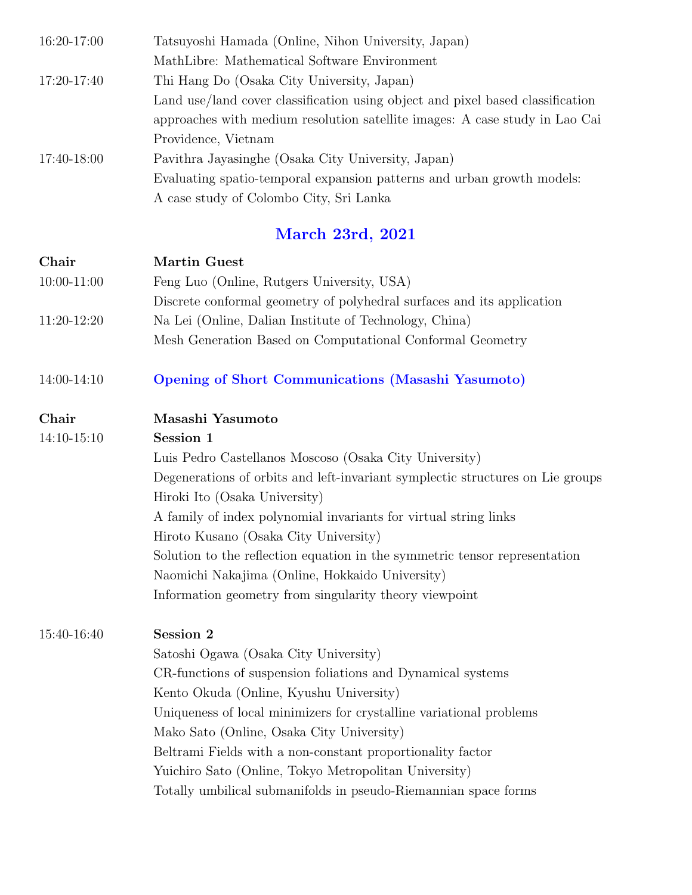| | |
|---|---|
| 16:20-17:00 | Tatsuyoshi Hamada (Online, Nihon University, Japan)<br>MathLibre: Mathematical Software Environment |
| 17:20-17:40 | Thi Hang Do (Osaka City University, Japan)<br>Land use/land cover classification using object and pixel based classification approaches with medium resolution satellite images: A case study in Lao Cai Providence, Vietnam |
| 17:40-18:00 | Pavithra Jayasinghe (Osaka City University, Japan)<br>Evaluating spatio-temporal expansion patterns and urban growth models: A case study of Colombo City, Sri Lanka |

## March 23rd, 2021

| | |
|---|---|
| **Chair** | **Martin Guest** |
| 10:00-11:00 | Feng Luo (Online, Rutgers University, USA)<br>Discrete conformal geometry of polyhedral surfaces and its application |
| 11:20-12:20 | Na Lei (Online, Dalian Institute of Technology, China)<br>Mesh Generation Based on Computational Conformal Geometry |
| 14:00-14:10 | **Opening of Short Communications (Masashi Yasumoto)** |
| **Chair** | **Masashi Yasumoto** |
| 14:10-15:10 | **Session 1**<br>Luis Pedro Castellanos Moscoso (Osaka City University)<br>Degenerations of orbits and left-invariant symplectic structures on Lie groups<br>Hiroki Ito (Osaka University)<br>A family of index polynomial invariants for virtual string links<br>Hiroto Kusano (Osaka City University)<br>Solution to the reflection equation in the symmetric tensor representation<br>Naomichi Nakajima (Online, Hokkaido University)<br>Information geometry from singularity theory viewpoint |
| 15:40-16:40 | **Session 2**<br>Satoshi Ogawa (Osaka City University)<br>CR-functions of suspension foliations and Dynamical systems<br>Kento Okuda (Online, Kyushu University)<br>Uniqueness of local minimizers for crystalline variational problems<br>Mako Sato (Online, Osaka City University)<br>Beltrami Fields with a non-constant proportionality factor<br>Yuichiro Sato (Online, Tokyo Metropolitan University)<br>Totally umbilical submanifolds in pseudo-Riemannian space forms |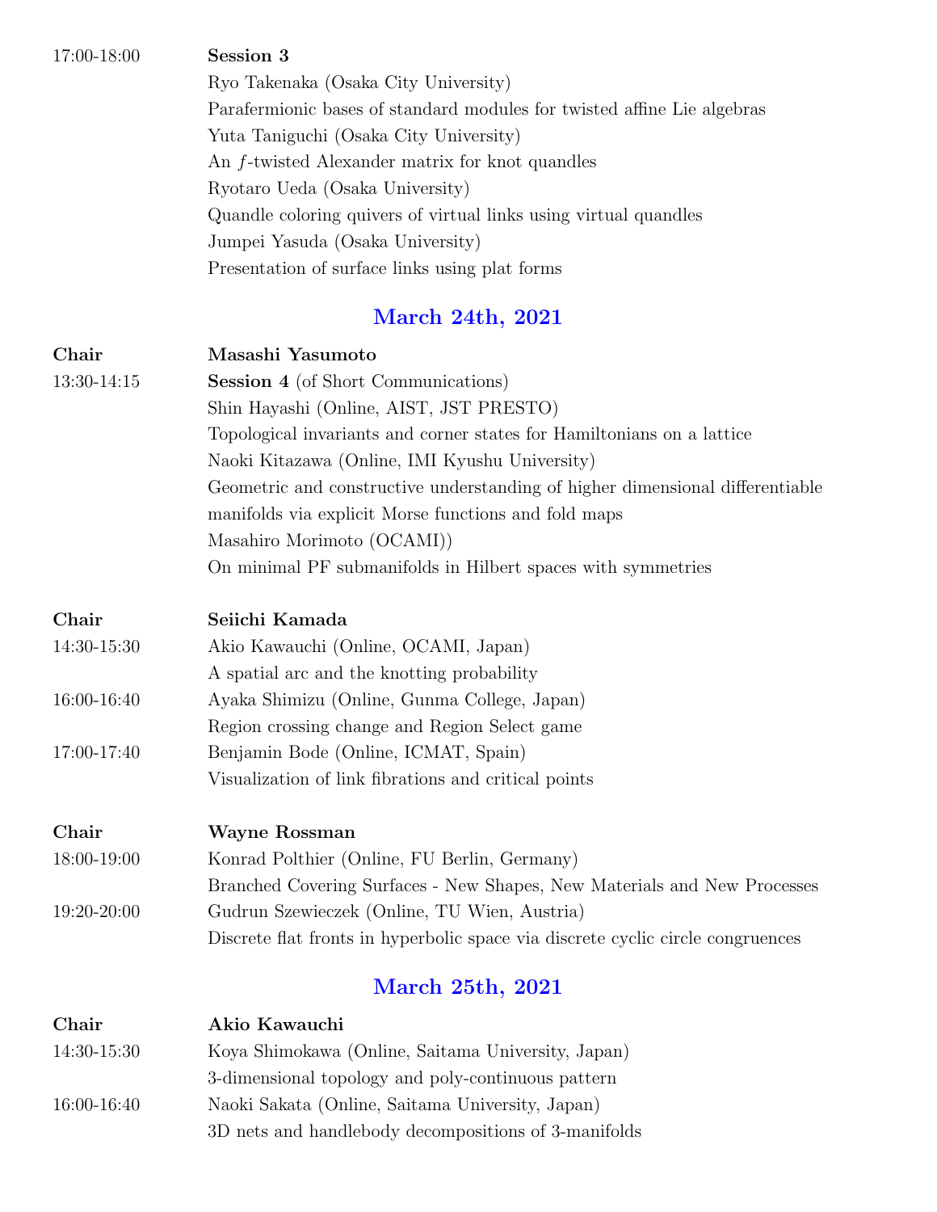| | |
|---|---|
| 17:00-18:00 | **Session 3** |
| | Ryo Takenaka (Osaka City University) |
| | Parafermionic bases of standard modules for twisted affine Lie algebras |
| | Yuta Taniguchi (Osaka City University) |
| | An $f$-twisted Alexander matrix for knot quandles |
| | Ryotaro Ueda (Osaka University) |
| | Quandle coloring quivers of virtual links using virtual quandles |
| | Jumpei Yasuda (Osaka University) |
| | Presentation of surface links using plat forms |

## March 24th, 2021

| | |
|---|---|
| **Chair** | **Masashi Yasumoto** |
| 13:30-14:15 | **Session 4** (of Short Communications) |
| | Shin Hayashi (Online, AIST, JST PRESTO) |
| | Topological invariants and corner states for Hamiltonians on a lattice |
| | Naoki Kitazawa (Online, IMI Kyushu University) |
| | Geometric and constructive understanding of higher dimensional differentiable manifolds via explicit Morse functions and fold maps |
| | Masahiro Morimoto (OCAMI)) |
| | On minimal PF submanifolds in Hilbert spaces with symmetries |

| | |
|---|---|
| **Chair** | **Seiichi Kamada** |
| 14:30-15:30 | Akio Kawauchi (Online, OCAMI, Japan) |
| | A spatial arc and the knotting probability |
| 16:00-16:40 | Ayaka Shimizu (Online, Gunma College, Japan) |
| | Region crossing change and Region Select game |
| 17:00-17:40 | Benjamin Bode (Online, ICMAT, Spain) |
| | Visualization of link fibrations and critical points |

| | |
|---|---|
| **Chair** | **Wayne Rossman** |
| 18:00-19:00 | Konrad Polthier (Online, FU Berlin, Germany) |
| | Branched Covering Surfaces - New Shapes, New Materials and New Processes |
| 19:20-20:00 | Gudrun Szewieczek (Online, TU Wien, Austria) |
| | Discrete flat fronts in hyperbolic space via discrete cyclic circle congruences |

## March 25th, 2021

| | |
|---|---|
| **Chair** | **Akio Kawauchi** |
| 14:30-15:30 | Koya Shimokawa (Online, Saitama University, Japan) |
| | 3-dimensional topology and poly-continuous pattern |
| 16:00-16:40 | Naoki Sakata (Online, Saitama University, Japan) |
| | 3D nets and handlebody decompositions of 3-manifolds |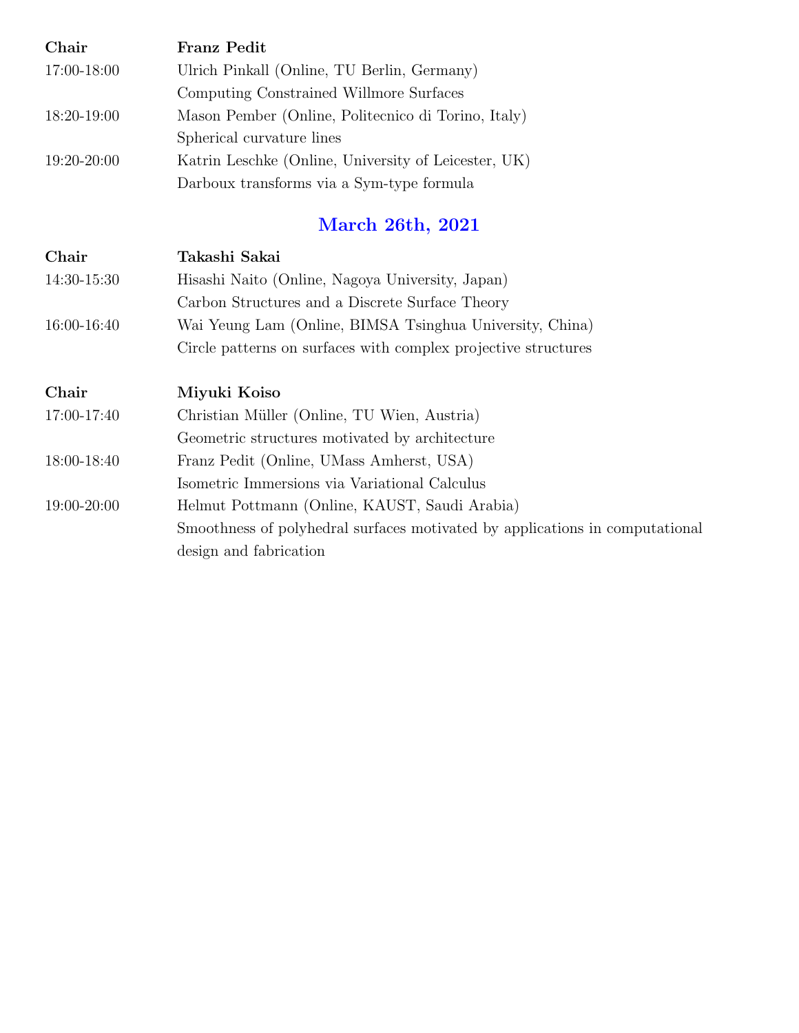| | |
|---|---|
| **Chair** | **Franz Pedit** |
| 17:00-18:00 | Ulrich Pinkall (Online, TU Berlin, Germany) |
| | Computing Constrained Willmore Surfaces |
| 18:20-19:00 | Mason Pember (Online, Politecnico di Torino, Italy) |
| | Spherical curvature lines |
| 19:20-20:00 | Katrin Leschke (Online, University of Leicester, UK) |
| | Darboux transforms via a Sym-type formula |

## March 26th, 2021

| | |
|---|---|
| **Chair** | **Takashi Sakai** |
| 14:30-15:30 | Hisashi Naito (Online, Nagoya University, Japan) |
| | Carbon Structures and a Discrete Surface Theory |
| 16:00-16:40 | Wai Yeung Lam (Online, BIMSA Tsinghua University, China) |
| | Circle patterns on surfaces with complex projective structures |

| | |
|---|---|
| **Chair** | **Miyuki Koiso** |
| 17:00-17:40 | Christian Müller (Online, TU Wien, Austria) |
| | Geometric structures motivated by architecture |
| 18:00-18:40 | Franz Pedit (Online, UMass Amherst, USA) |
| | Isometric Immersions via Variational Calculus |
| 19:00-20:00 | Helmut Pottmann (Online, KAUST, Saudi Arabia) |
| | Smoothness of polyhedral surfaces motivated by applications in computational design and fabrication |